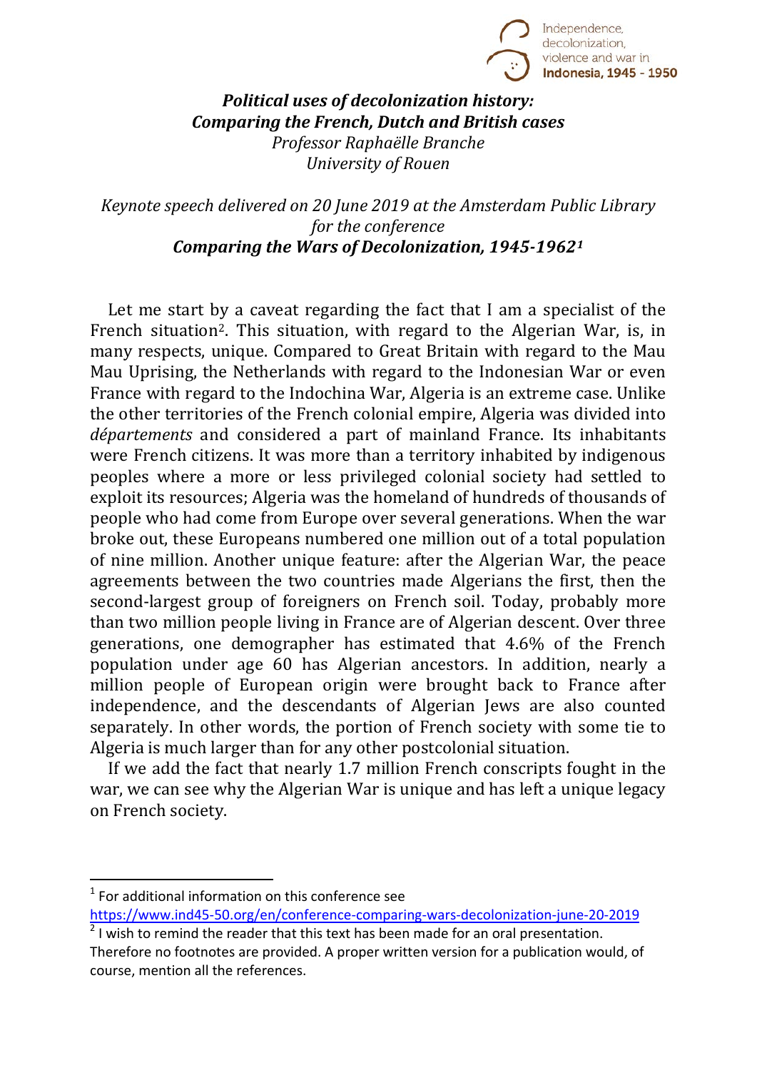*Independence, decolonization, violence and war in* **Indonesia, 1945 - 1950**

# ***Political uses of decolonization history: Comparing the French, Dutch and British cases***

*Professor Raphaëlle Branche*
*University of Rouen*

*Keynote speech delivered on 20 June 2019 at the Amsterdam Public Library for the conference*
***Comparing the Wars of Decolonization, 1945-1962***[1]

Let me start by a caveat regarding the fact that I am a specialist of the French situation[2]. This situation, with regard to the Algerian War, is, in many respects, unique. Compared to Great Britain with regard to the Mau Mau Uprising, the Netherlands with regard to the Indonesian War or even France with regard to the Indochina War, Algeria is an extreme case. Unlike the other territories of the French colonial empire, Algeria was divided into *départements* and considered a part of mainland France. Its inhabitants were French citizens. It was more than a territory inhabited by indigenous peoples where a more or less privileged colonial society had settled to exploit its resources; Algeria was the homeland of hundreds of thousands of people who had come from Europe over several generations. When the war broke out, these Europeans numbered one million out of a total population of nine million. Another unique feature: after the Algerian War, the peace agreements between the two countries made Algerians the first, then the second-largest group of foreigners on French soil. Today, probably more than two million people living in France are of Algerian descent. Over three generations, one demographer has estimated that 4.6% of the French population under age 60 has Algerian ancestors. In addition, nearly a million people of European origin were brought back to France after independence, and the descendants of Algerian Jews are also counted separately. In other words, the portion of French society with some tie to Algeria is much larger than for any other postcolonial situation.

If we add the fact that nearly 1.7 million French conscripts fought in the war, we can see why the Algerian War is unique and has left a unique legacy on French society.

---

[1] For additional information on this conference see https://www.ind45-50.org/en/conference-comparing-wars-decolonization-june-20-2019

[2] I wish to remind the reader that this text has been made for an oral presentation. Therefore no footnotes are provided. A proper written version for a publication would, of course, mention all the references.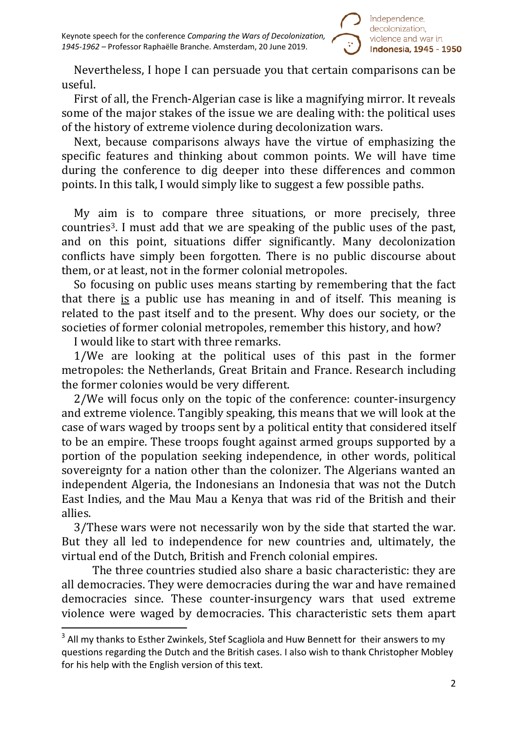Nevertheless, I hope I can persuade you that certain comparisons can be useful.

First of all, the French-Algerian case is like a magnifying mirror. It reveals some of the major stakes of the issue we are dealing with: the political uses of the history of extreme violence during decolonization wars.

Next, because comparisons always have the virtue of emphasizing the specific features and thinking about common points. We will have time during the conference to dig deeper into these differences and common points. In this talk, I would simply like to suggest a few possible paths.

My aim is to compare three situations, or more precisely, three countries[3]. I must add that we are speaking of the public uses of the past, and on this point, situations differ significantly. Many decolonization conflicts have simply been forgotten. There is no public discourse about them, or at least, not in the former colonial metropoles.

So focusing on public uses means starting by remembering that the fact that there <u>is</u> a public use has meaning in and of itself. This meaning is related to the past itself and to the present. Why does our society, or the societies of former colonial metropoles, remember this history, and how?

I would like to start with three remarks.

1/We are looking at the political uses of this past in the former metropoles: the Netherlands, Great Britain and France. Research including the former colonies would be very different.

2/We will focus only on the topic of the conference: counter-insurgency and extreme violence. Tangibly speaking, this means that we will look at the case of wars waged by troops sent by a political entity that considered itself to be an empire. These troops fought against armed groups supported by a portion of the population seeking independence, in other words, political sovereignty for a nation other than the colonizer. The Algerians wanted an independent Algeria, the Indonesians an Indonesia that was not the Dutch East Indies, and the Mau Mau a Kenya that was rid of the British and their allies.

3/These wars were not necessarily won by the side that started the war. But they all led to independence for new countries and, ultimately, the virtual end of the Dutch, British and French colonial empires.

The three countries studied also share a basic characteristic: they are all democracies. They were democracies during the war and have remained democracies since. These counter-insurgency wars that used extreme violence were waged by democracies. This characteristic sets them apart

[3] All my thanks to Esther Zwinkels, Stef Scagliola and Huw Bennett for their answers to my questions regarding the Dutch and the British cases. I also wish to thank Christopher Mobley for his help with the English version of this text.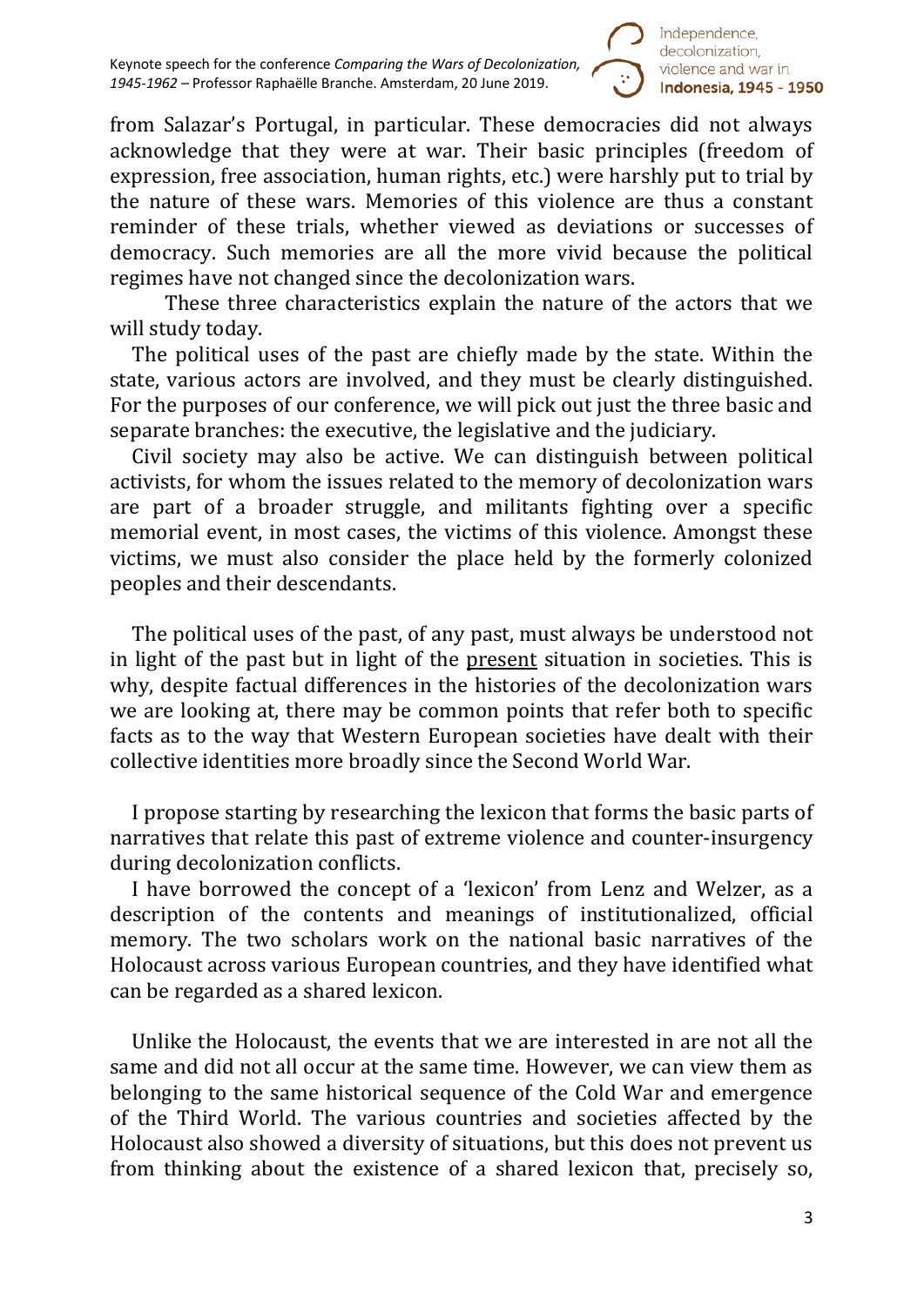from Salazar's Portugal, in particular. These democracies did not always acknowledge that they were at war. Their basic principles (freedom of expression, free association, human rights, etc.) were harshly put to trial by the nature of these wars. Memories of this violence are thus a constant reminder of these trials, whether viewed as deviations or successes of democracy. Such memories are all the more vivid because the political regimes have not changed since the decolonization wars.

These three characteristics explain the nature of the actors that we will study today.

The political uses of the past are chiefly made by the state. Within the state, various actors are involved, and they must be clearly distinguished. For the purposes of our conference, we will pick out just the three basic and separate branches: the executive, the legislative and the judiciary.

Civil society may also be active. We can distinguish between political activists, for whom the issues related to the memory of decolonization wars are part of a broader struggle, and militants fighting over a specific memorial event, in most cases, the victims of this violence. Amongst these victims, we must also consider the place held by the formerly colonized peoples and their descendants.

The political uses of the past, of any past, must always be understood not in light of the past but in light of the present situation in societies. This is why, despite factual differences in the histories of the decolonization wars we are looking at, there may be common points that refer both to specific facts as to the way that Western European societies have dealt with their collective identities more broadly since the Second World War.

I propose starting by researching the lexicon that forms the basic parts of narratives that relate this past of extreme violence and counter-insurgency during decolonization conflicts.

I have borrowed the concept of a 'lexicon' from Lenz and Welzer, as a description of the contents and meanings of institutionalized, official memory. The two scholars work on the national basic narratives of the Holocaust across various European countries, and they have identified what can be regarded as a shared lexicon.

Unlike the Holocaust, the events that we are interested in are not all the same and did not all occur at the same time. However, we can view them as belonging to the same historical sequence of the Cold War and emergence of the Third World. The various countries and societies affected by the Holocaust also showed a diversity of situations, but this does not prevent us from thinking about the existence of a shared lexicon that, precisely so,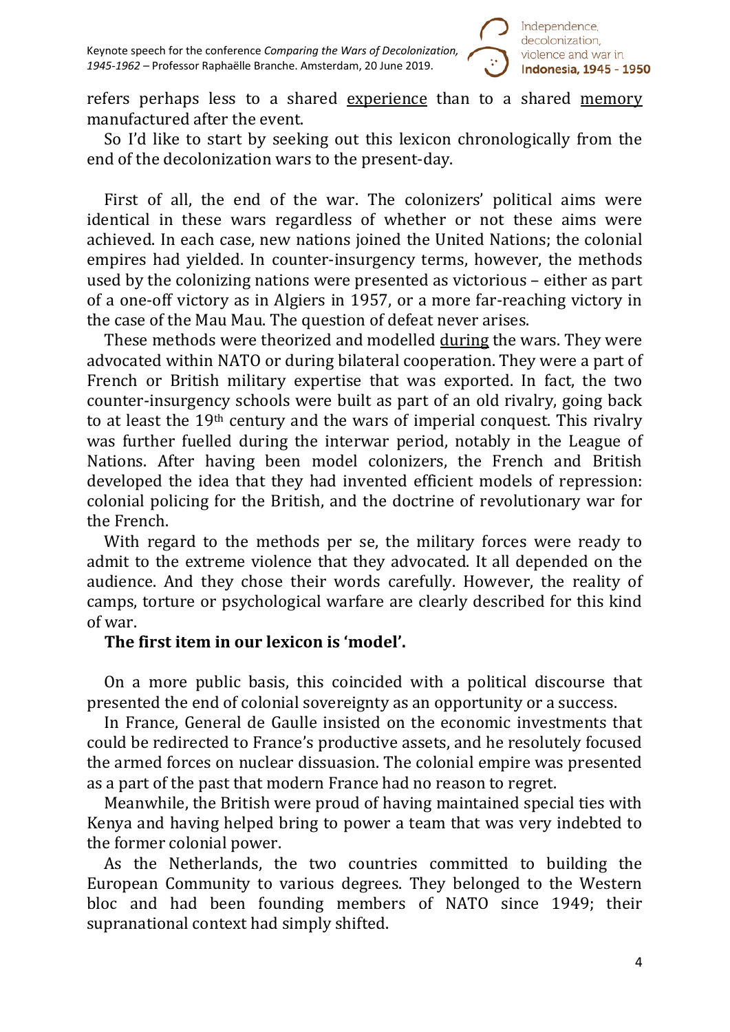refers perhaps less to a shared experience than to a shared memory manufactured after the event.

So I'd like to start by seeking out this lexicon chronologically from the end of the decolonization wars to the present-day.

First of all, the end of the war. The colonizers' political aims were identical in these wars regardless of whether or not these aims were achieved. In each case, new nations joined the United Nations; the colonial empires had yielded. In counter-insurgency terms, however, the methods used by the colonizing nations were presented as victorious – either as part of a one-off victory as in Algiers in 1957, or a more far-reaching victory in the case of the Mau Mau. The question of defeat never arises.

These methods were theorized and modelled during the wars. They were advocated within NATO or during bilateral cooperation. They were a part of French or British military expertise that was exported. In fact, the two counter-insurgency schools were built as part of an old rivalry, going back to at least the 19th century and the wars of imperial conquest. This rivalry was further fuelled during the interwar period, notably in the League of Nations. After having been model colonizers, the French and British developed the idea that they had invented efficient models of repression: colonial policing for the British, and the doctrine of revolutionary war for the French.

With regard to the methods per se, the military forces were ready to admit to the extreme violence that they advocated. It all depended on the audience. And they chose their words carefully. However, the reality of camps, torture or psychological warfare are clearly described for this kind of war.

**The first item in our lexicon is 'model'.**

On a more public basis, this coincided with a political discourse that presented the end of colonial sovereignty as an opportunity or a success.

In France, General de Gaulle insisted on the economic investments that could be redirected to France's productive assets, and he resolutely focused the armed forces on nuclear dissuasion. The colonial empire was presented as a part of the past that modern France had no reason to regret.

Meanwhile, the British were proud of having maintained special ties with Kenya and having helped bring to power a team that was very indebted to the former colonial power.

As the Netherlands, the two countries committed to building the European Community to various degrees. They belonged to the Western bloc and had been founding members of NATO since 1949; their supranational context had simply shifted.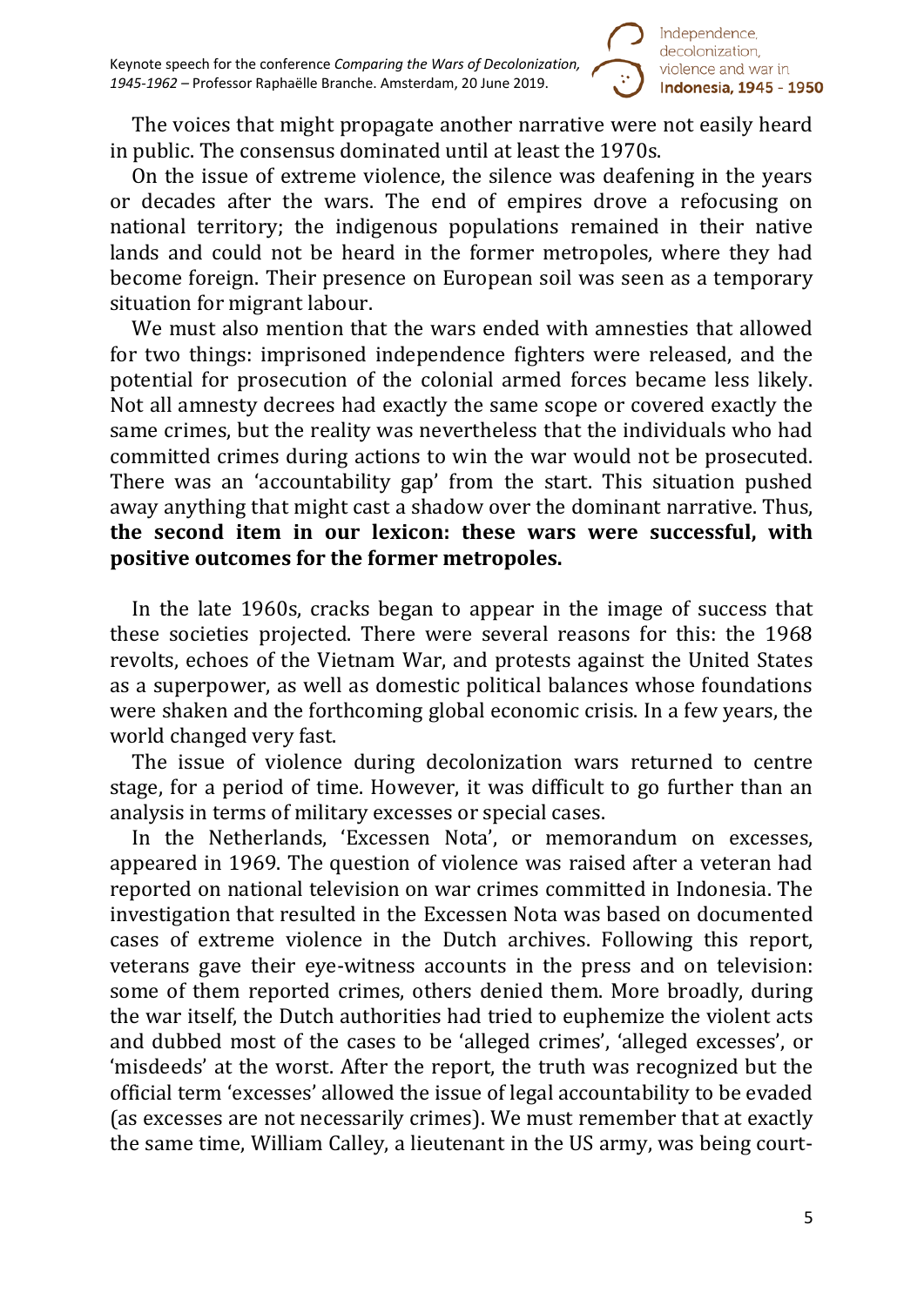The voices that might propagate another narrative were not easily heard in public. The consensus dominated until at least the 1970s.

On the issue of extreme violence, the silence was deafening in the years or decades after the wars. The end of empires drove a refocusing on national territory; the indigenous populations remained in their native lands and could not be heard in the former metropoles, where they had become foreign. Their presence on European soil was seen as a temporary situation for migrant labour.

We must also mention that the wars ended with amnesties that allowed for two things: imprisoned independence fighters were released, and the potential for prosecution of the colonial armed forces became less likely. Not all amnesty decrees had exactly the same scope or covered exactly the same crimes, but the reality was nevertheless that the individuals who had committed crimes during actions to win the war would not be prosecuted. There was an 'accountability gap' from the start. This situation pushed away anything that might cast a shadow over the dominant narrative. Thus, **the second item in our lexicon: these wars were successful, with positive outcomes for the former metropoles.**

In the late 1960s, cracks began to appear in the image of success that these societies projected. There were several reasons for this: the 1968 revolts, echoes of the Vietnam War, and protests against the United States as a superpower, as well as domestic political balances whose foundations were shaken and the forthcoming global economic crisis. In a few years, the world changed very fast.

The issue of violence during decolonization wars returned to centre stage, for a period of time. However, it was difficult to go further than an analysis in terms of military excesses or special cases.

In the Netherlands, 'Excessen Nota', or memorandum on excesses, appeared in 1969. The question of violence was raised after a veteran had reported on national television on war crimes committed in Indonesia. The investigation that resulted in the Excessen Nota was based on documented cases of extreme violence in the Dutch archives. Following this report, veterans gave their eye-witness accounts in the press and on television: some of them reported crimes, others denied them. More broadly, during the war itself, the Dutch authorities had tried to euphemize the violent acts and dubbed most of the cases to be 'alleged crimes', 'alleged excesses', or 'misdeeds' at the worst. After the report, the truth was recognized but the official term 'excesses' allowed the issue of legal accountability to be evaded (as excesses are not necessarily crimes). We must remember that at exactly the same time, William Calley, a lieutenant in the US army, was being court-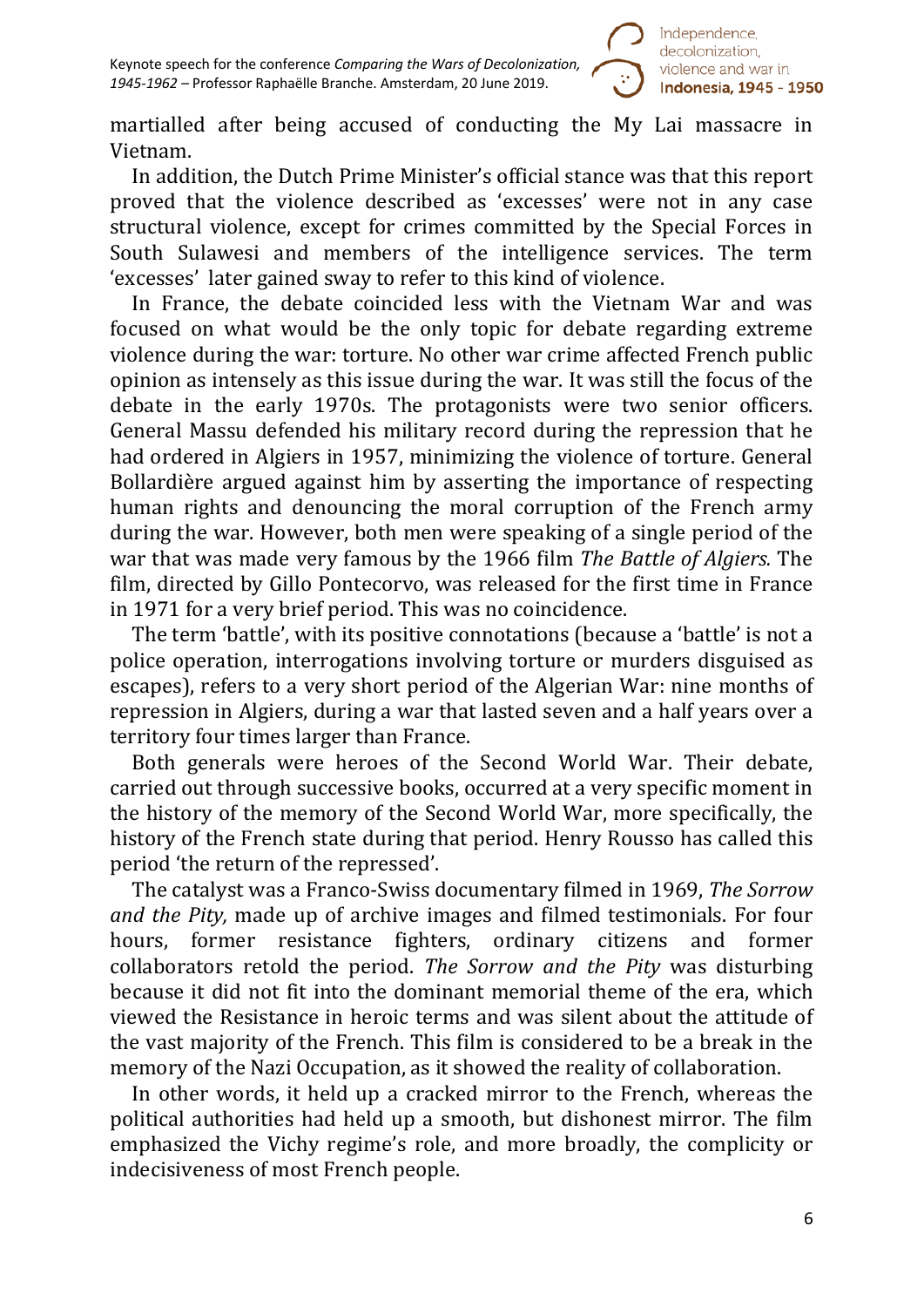martialled after being accused of conducting the My Lai massacre in Vietnam.

In addition, the Dutch Prime Minister's official stance was that this report proved that the violence described as 'excesses' were not in any case structural violence, except for crimes committed by the Special Forces in South Sulawesi and members of the intelligence services. The term 'excesses' later gained sway to refer to this kind of violence.

In France, the debate coincided less with the Vietnam War and was focused on what would be the only topic for debate regarding extreme violence during the war: torture. No other war crime affected French public opinion as intensely as this issue during the war. It was still the focus of the debate in the early 1970s. The protagonists were two senior officers. General Massu defended his military record during the repression that he had ordered in Algiers in 1957, minimizing the violence of torture. General Bollardière argued against him by asserting the importance of respecting human rights and denouncing the moral corruption of the French army during the war. However, both men were speaking of a single period of the war that was made very famous by the 1966 film *The Battle of Algiers.* The film, directed by Gillo Pontecorvo, was released for the first time in France in 1971 for a very brief period. This was no coincidence.

The term 'battle', with its positive connotations (because a 'battle' is not a police operation, interrogations involving torture or murders disguised as escapes), refers to a very short period of the Algerian War: nine months of repression in Algiers, during a war that lasted seven and a half years over a territory four times larger than France.

Both generals were heroes of the Second World War. Their debate, carried out through successive books, occurred at a very specific moment in the history of the memory of the Second World War, more specifically, the history of the French state during that period. Henry Rousso has called this period 'the return of the repressed'.

The catalyst was a Franco-Swiss documentary filmed in 1969, *The Sorrow and the Pity,* made up of archive images and filmed testimonials. For four hours, former resistance fighters, ordinary citizens and former collaborators retold the period. *The Sorrow and the Pity* was disturbing because it did not fit into the dominant memorial theme of the era, which viewed the Resistance in heroic terms and was silent about the attitude of the vast majority of the French. This film is considered to be a break in the memory of the Nazi Occupation, as it showed the reality of collaboration.

In other words, it held up a cracked mirror to the French, whereas the political authorities had held up a smooth, but dishonest mirror. The film emphasized the Vichy regime's role, and more broadly, the complicity or indecisiveness of most French people.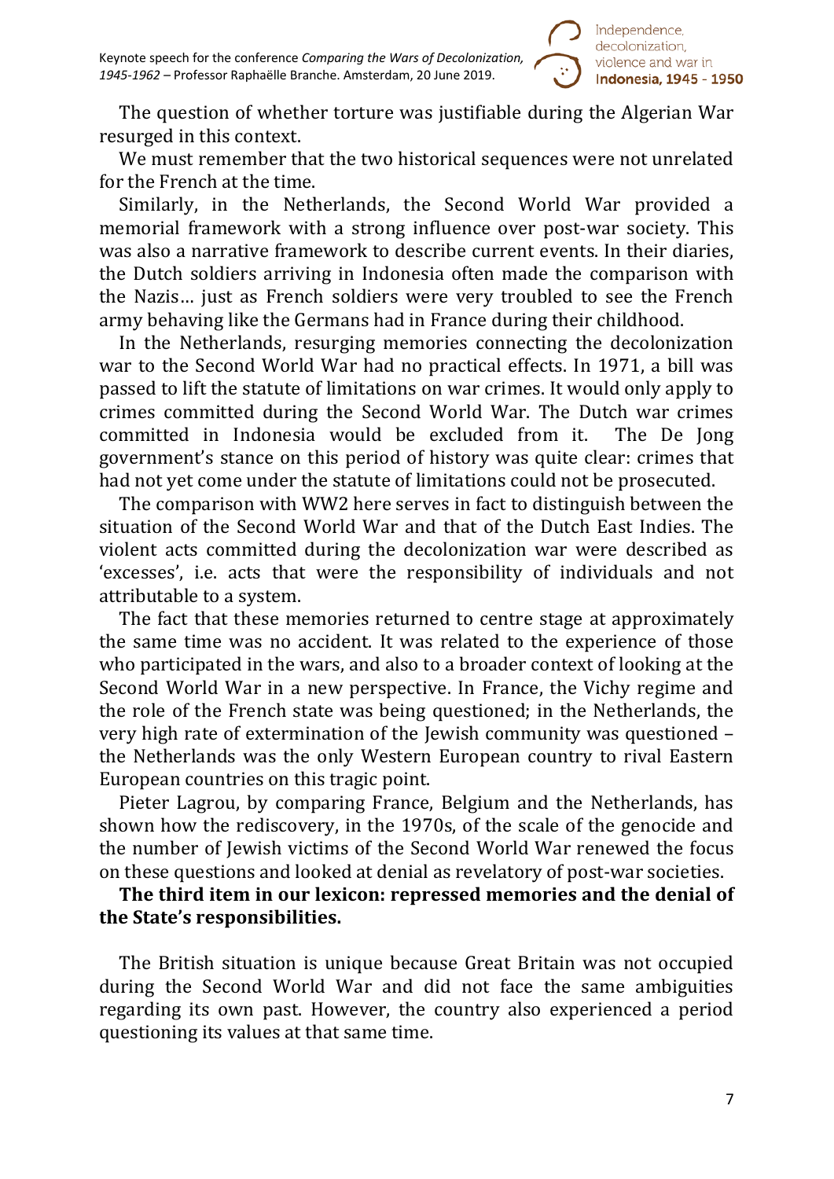The question of whether torture was justifiable during the Algerian War resurged in this context.

We must remember that the two historical sequences were not unrelated for the French at the time.

Similarly, in the Netherlands, the Second World War provided a memorial framework with a strong influence over post-war society. This was also a narrative framework to describe current events. In their diaries, the Dutch soldiers arriving in Indonesia often made the comparison with the Nazis… just as French soldiers were very troubled to see the French army behaving like the Germans had in France during their childhood.

In the Netherlands, resurging memories connecting the decolonization war to the Second World War had no practical effects. In 1971, a bill was passed to lift the statute of limitations on war crimes. It would only apply to crimes committed during the Second World War. The Dutch war crimes committed in Indonesia would be excluded from it. The De Jong government's stance on this period of history was quite clear: crimes that had not yet come under the statute of limitations could not be prosecuted.

The comparison with WW2 here serves in fact to distinguish between the situation of the Second World War and that of the Dutch East Indies. The violent acts committed during the decolonization war were described as 'excesses', i.e. acts that were the responsibility of individuals and not attributable to a system.

The fact that these memories returned to centre stage at approximately the same time was no accident. It was related to the experience of those who participated in the wars, and also to a broader context of looking at the Second World War in a new perspective. In France, the Vichy regime and the role of the French state was being questioned; in the Netherlands, the very high rate of extermination of the Jewish community was questioned – the Netherlands was the only Western European country to rival Eastern European countries on this tragic point.

Pieter Lagrou, by comparing France, Belgium and the Netherlands, has shown how the rediscovery, in the 1970s, of the scale of the genocide and the number of Jewish victims of the Second World War renewed the focus on these questions and looked at denial as revelatory of post-war societies.

**The third item in our lexicon: repressed memories and the denial of the State's responsibilities.**

The British situation is unique because Great Britain was not occupied during the Second World War and did not face the same ambiguities regarding its own past. However, the country also experienced a period questioning its values at that same time.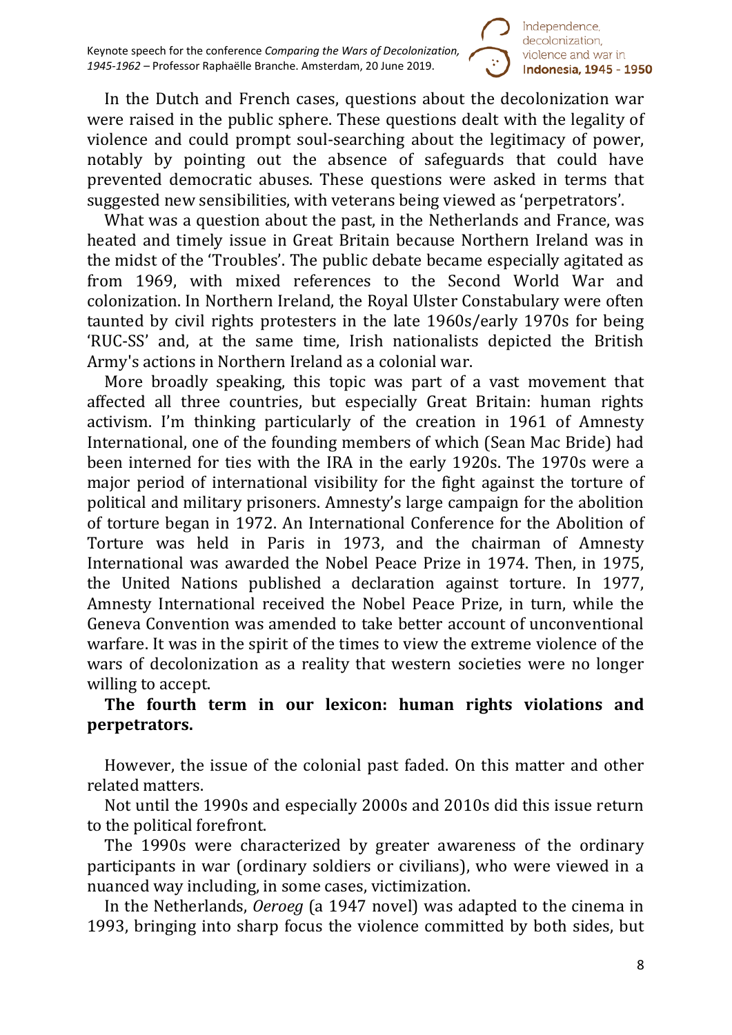In the Dutch and French cases, questions about the decolonization war were raised in the public sphere. These questions dealt with the legality of violence and could prompt soul-searching about the legitimacy of power, notably by pointing out the absence of safeguards that could have prevented democratic abuses. These questions were asked in terms that suggested new sensibilities, with veterans being viewed as 'perpetrators'.

What was a question about the past, in the Netherlands and France, was heated and timely issue in Great Britain because Northern Ireland was in the midst of the 'Troubles'. The public debate became especially agitated as from 1969, with mixed references to the Second World War and colonization. In Northern Ireland, the Royal Ulster Constabulary were often taunted by civil rights protesters in the late 1960s/early 1970s for being 'RUC-SS' and, at the same time, Irish nationalists depicted the British Army's actions in Northern Ireland as a colonial war.

More broadly speaking, this topic was part of a vast movement that affected all three countries, but especially Great Britain: human rights activism. I'm thinking particularly of the creation in 1961 of Amnesty International, one of the founding members of which (Sean Mac Bride) had been interned for ties with the IRA in the early 1920s. The 1970s were a major period of international visibility for the fight against the torture of political and military prisoners. Amnesty's large campaign for the abolition of torture began in 1972. An International Conference for the Abolition of Torture was held in Paris in 1973, and the chairman of Amnesty International was awarded the Nobel Peace Prize in 1974. Then, in 1975, the United Nations published a declaration against torture. In 1977, Amnesty International received the Nobel Peace Prize, in turn, while the Geneva Convention was amended to take better account of unconventional warfare. It was in the spirit of the times to view the extreme violence of the wars of decolonization as a reality that western societies were no longer willing to accept.

**The fourth term in our lexicon: human rights violations and perpetrators.**

However, the issue of the colonial past faded. On this matter and other related matters.

Not until the 1990s and especially 2000s and 2010s did this issue return to the political forefront.

The 1990s were characterized by greater awareness of the ordinary participants in war (ordinary soldiers or civilians), who were viewed in a nuanced way including, in some cases, victimization.

In the Netherlands, *Oeroeg* (a 1947 novel) was adapted to the cinema in 1993, bringing into sharp focus the violence committed by both sides, but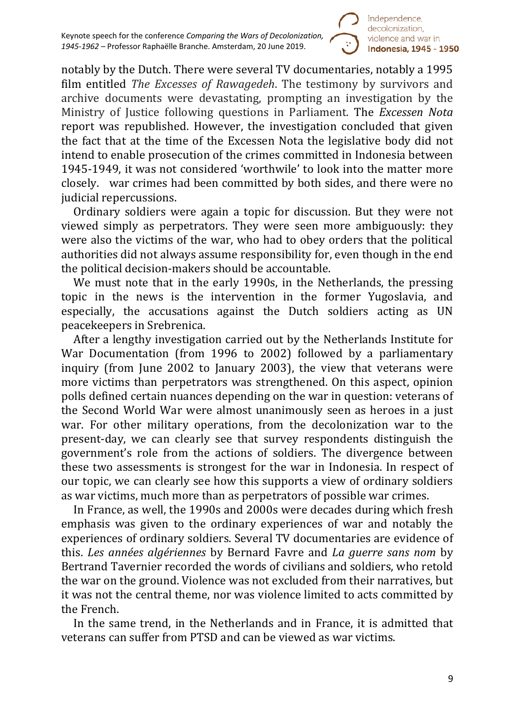notably by the Dutch. There were several TV documentaries, notably a 1995 film entitled *The Excesses of Rawagedeh*. The testimony by survivors and archive documents were devastating, prompting an investigation by the Ministry of Justice following questions in Parliament. The *Excessen Nota* report was republished. However, the investigation concluded that given the fact that at the time of the Excessen Nota the legislative body did not intend to enable prosecution of the crimes committed in Indonesia between 1945-1949, it was not considered 'worthwile' to look into the matter more closely.   war crimes had been committed by both sides, and there were no judicial repercussions.

Ordinary soldiers were again a topic for discussion. But they were not viewed simply as perpetrators. They were seen more ambiguously: they were also the victims of the war, who had to obey orders that the political authorities did not always assume responsibility for, even though in the end the political decision-makers should be accountable.

We must note that in the early 1990s, in the Netherlands, the pressing topic in the news is the intervention in the former Yugoslavia, and especially, the accusations against the Dutch soldiers acting as UN peacekeepers in Srebrenica.

After a lengthy investigation carried out by the Netherlands Institute for War Documentation (from 1996 to 2002) followed by a parliamentary inquiry (from June 2002 to January 2003), the view that veterans were more victims than perpetrators was strengthened. On this aspect, opinion polls defined certain nuances depending on the war in question: veterans of the Second World War were almost unanimously seen as heroes in a just war. For other military operations, from the decolonization war to the present-day, we can clearly see that survey respondents distinguish the government's role from the actions of soldiers. The divergence between these two assessments is strongest for the war in Indonesia. In respect of our topic, we can clearly see how this supports a view of ordinary soldiers as war victims, much more than as perpetrators of possible war crimes.

In France, as well, the 1990s and 2000s were decades during which fresh emphasis was given to the ordinary experiences of war and notably the experiences of ordinary soldiers. Several TV documentaries are evidence of this. *Les années algériennes* by Bernard Favre and *La guerre sans nom* by Bertrand Tavernier recorded the words of civilians and soldiers, who retold the war on the ground. Violence was not excluded from their narratives, but it was not the central theme, nor was violence limited to acts committed by the French.

In the same trend, in the Netherlands and in France, it is admitted that veterans can suffer from PTSD and can be viewed as war victims.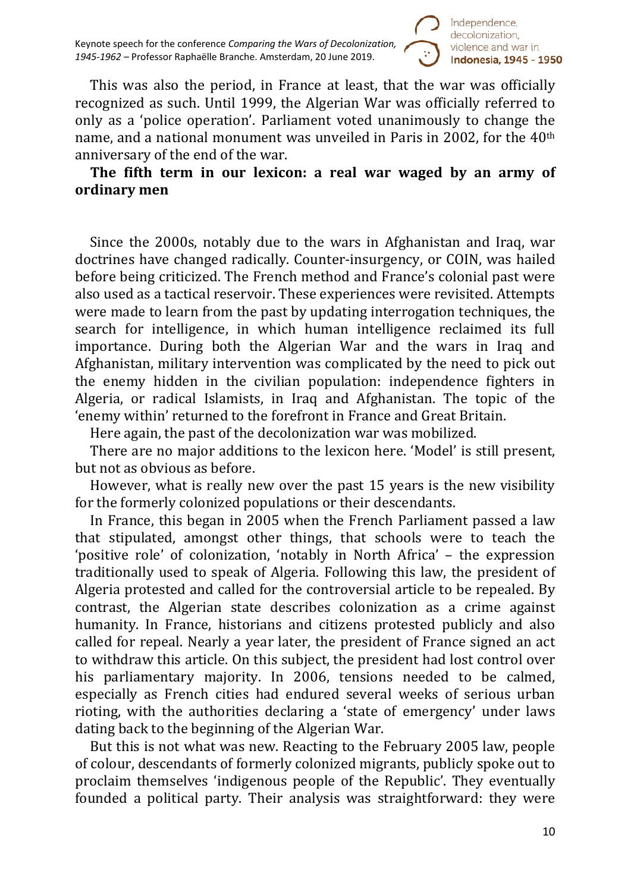This was also the period, in France at least, that the war was officially recognized as such. Until 1999, the Algerian War was officially referred to only as a 'police operation'. Parliament voted unanimously to change the name, and a national monument was unveiled in Paris in 2002, for the 40th anniversary of the end of the war.

**The fifth term in our lexicon: a real war waged by an army of ordinary men**

Since the 2000s, notably due to the wars in Afghanistan and Iraq, war doctrines have changed radically. Counter-insurgency, or COIN, was hailed before being criticized. The French method and France's colonial past were also used as a tactical reservoir. These experiences were revisited. Attempts were made to learn from the past by updating interrogation techniques, the search for intelligence, in which human intelligence reclaimed its full importance. During both the Algerian War and the wars in Iraq and Afghanistan, military intervention was complicated by the need to pick out the enemy hidden in the civilian population: independence fighters in Algeria, or radical Islamists, in Iraq and Afghanistan. The topic of the 'enemy within' returned to the forefront in France and Great Britain.

Here again, the past of the decolonization war was mobilized.

There are no major additions to the lexicon here. 'Model' is still present, but not as obvious as before.

However, what is really new over the past 15 years is the new visibility for the formerly colonized populations or their descendants.

In France, this began in 2005 when the French Parliament passed a law that stipulated, amongst other things, that schools were to teach the 'positive role' of colonization, 'notably in North Africa' – the expression traditionally used to speak of Algeria. Following this law, the president of Algeria protested and called for the controversial article to be repealed. By contrast, the Algerian state describes colonization as a crime against humanity. In France, historians and citizens protested publicly and also called for repeal. Nearly a year later, the president of France signed an act to withdraw this article. On this subject, the president had lost control over his parliamentary majority. In 2006, tensions needed to be calmed, especially as French cities had endured several weeks of serious urban rioting, with the authorities declaring a 'state of emergency' under laws dating back to the beginning of the Algerian War.

But this is not what was new. Reacting to the February 2005 law, people of colour, descendants of formerly colonized migrants, publicly spoke out to proclaim themselves 'indigenous people of the Republic'. They eventually founded a political party. Their analysis was straightforward: they were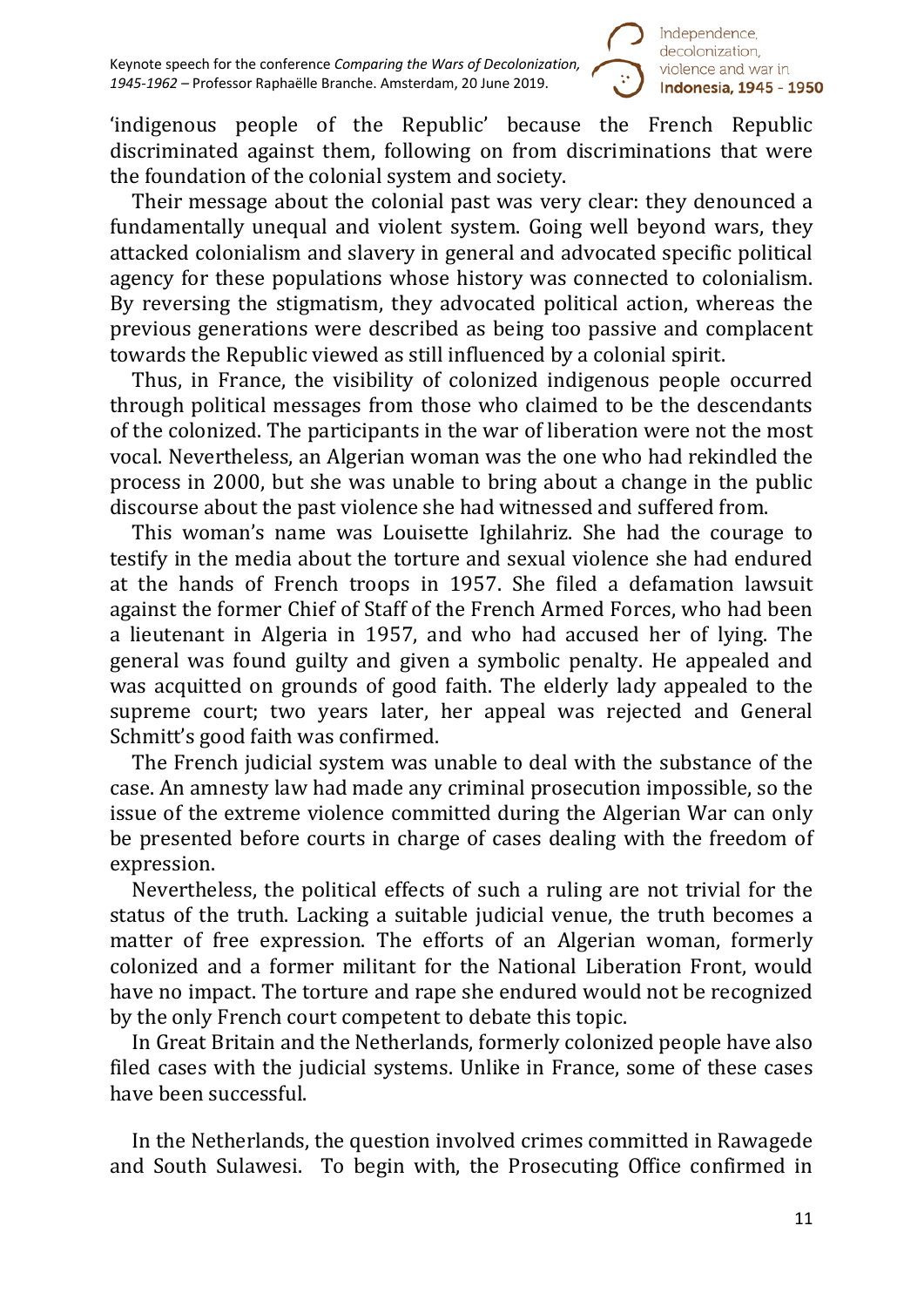'indigenous people of the Republic' because the French Republic discriminated against them, following on from discriminations that were the foundation of the colonial system and society.

Their message about the colonial past was very clear: they denounced a fundamentally unequal and violent system. Going well beyond wars, they attacked colonialism and slavery in general and advocated specific political agency for these populations whose history was connected to colonialism. By reversing the stigmatism, they advocated political action, whereas the previous generations were described as being too passive and complacent towards the Republic viewed as still influenced by a colonial spirit.

Thus, in France, the visibility of colonized indigenous people occurred through political messages from those who claimed to be the descendants of the colonized. The participants in the war of liberation were not the most vocal. Nevertheless, an Algerian woman was the one who had rekindled the process in 2000, but she was unable to bring about a change in the public discourse about the past violence she had witnessed and suffered from.

This woman's name was Louisette Ighilahriz. She had the courage to testify in the media about the torture and sexual violence she had endured at the hands of French troops in 1957. She filed a defamation lawsuit against the former Chief of Staff of the French Armed Forces, who had been a lieutenant in Algeria in 1957, and who had accused her of lying. The general was found guilty and given a symbolic penalty. He appealed and was acquitted on grounds of good faith. The elderly lady appealed to the supreme court; two years later, her appeal was rejected and General Schmitt's good faith was confirmed.

The French judicial system was unable to deal with the substance of the case. An amnesty law had made any criminal prosecution impossible, so the issue of the extreme violence committed during the Algerian War can only be presented before courts in charge of cases dealing with the freedom of expression.

Nevertheless, the political effects of such a ruling are not trivial for the status of the truth. Lacking a suitable judicial venue, the truth becomes a matter of free expression. The efforts of an Algerian woman, formerly colonized and a former militant for the National Liberation Front, would have no impact. The torture and rape she endured would not be recognized by the only French court competent to debate this topic.

In Great Britain and the Netherlands, formerly colonized people have also filed cases with the judicial systems. Unlike in France, some of these cases have been successful.

In the Netherlands, the question involved crimes committed in Rawagede and South Sulawesi. To begin with, the Prosecuting Office confirmed in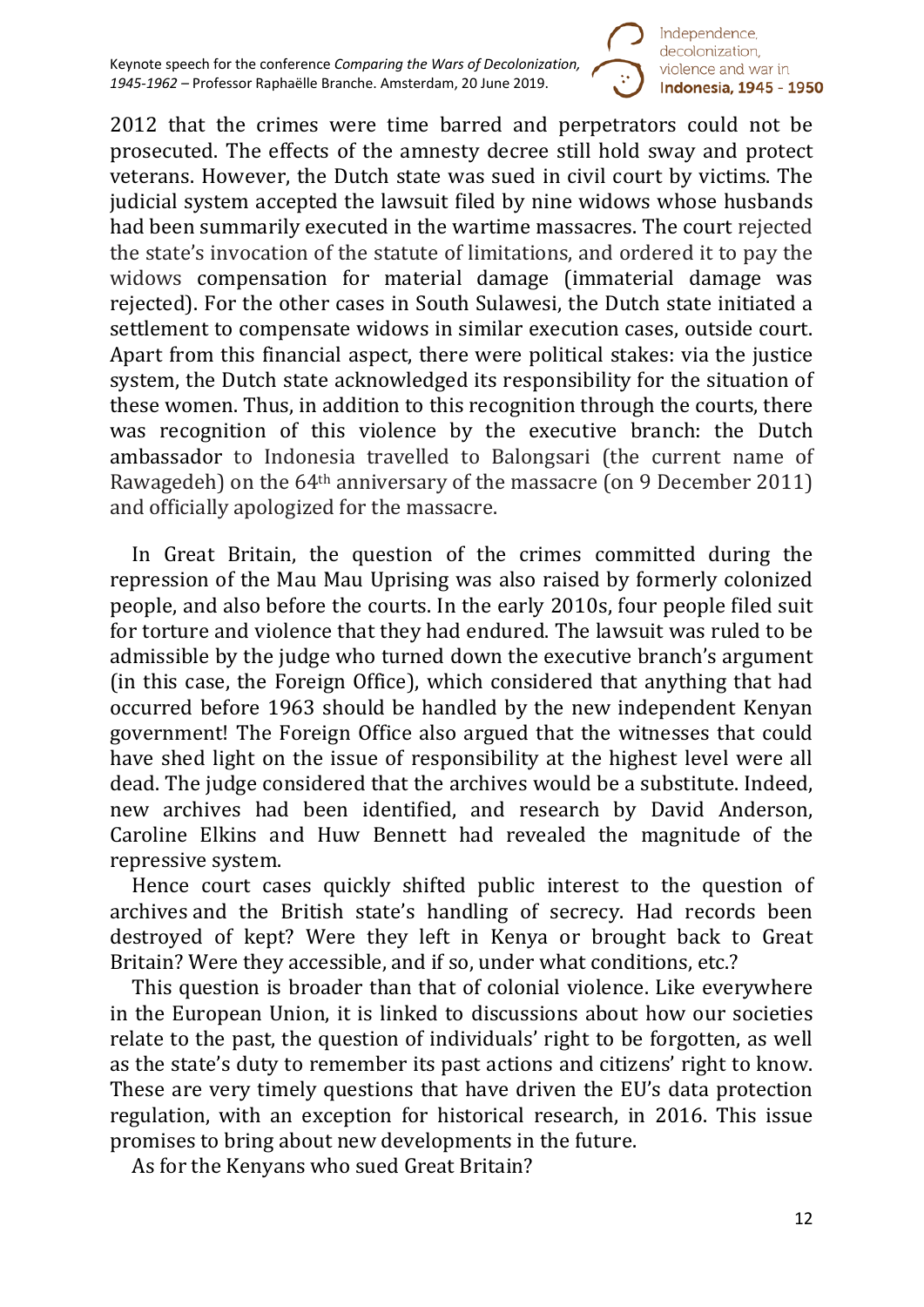2012 that the crimes were time barred and perpetrators could not be prosecuted. The effects of the amnesty decree still hold sway and protect veterans. However, the Dutch state was sued in civil court by victims. The judicial system accepted the lawsuit filed by nine widows whose husbands had been summarily executed in the wartime massacres. The court rejected the state's invocation of the statute of limitations, and ordered it to pay the widows compensation for material damage (immaterial damage was rejected). For the other cases in South Sulawesi, the Dutch state initiated a settlement to compensate widows in similar execution cases, outside court. Apart from this financial aspect, there were political stakes: via the justice system, the Dutch state acknowledged its responsibility for the situation of these women. Thus, in addition to this recognition through the courts, there was recognition of this violence by the executive branch: the Dutch ambassador to Indonesia travelled to Balongsari (the current name of Rawagedeh) on the 64th anniversary of the massacre (on 9 December 2011) and officially apologized for the massacre.

In Great Britain, the question of the crimes committed during the repression of the Mau Mau Uprising was also raised by formerly colonized people, and also before the courts. In the early 2010s, four people filed suit for torture and violence that they had endured. The lawsuit was ruled to be admissible by the judge who turned down the executive branch's argument (in this case, the Foreign Office), which considered that anything that had occurred before 1963 should be handled by the new independent Kenyan government! The Foreign Office also argued that the witnesses that could have shed light on the issue of responsibility at the highest level were all dead. The judge considered that the archives would be a substitute. Indeed, new archives had been identified, and research by David Anderson, Caroline Elkins and Huw Bennett had revealed the magnitude of the repressive system.

Hence court cases quickly shifted public interest to the question of archives and the British state's handling of secrecy. Had records been destroyed of kept? Were they left in Kenya or brought back to Great Britain? Were they accessible, and if so, under what conditions, etc.?

This question is broader than that of colonial violence. Like everywhere in the European Union, it is linked to discussions about how our societies relate to the past, the question of individuals' right to be forgotten, as well as the state's duty to remember its past actions and citizens' right to know. These are very timely questions that have driven the EU's data protection regulation, with an exception for historical research, in 2016. This issue promises to bring about new developments in the future.

As for the Kenyans who sued Great Britain?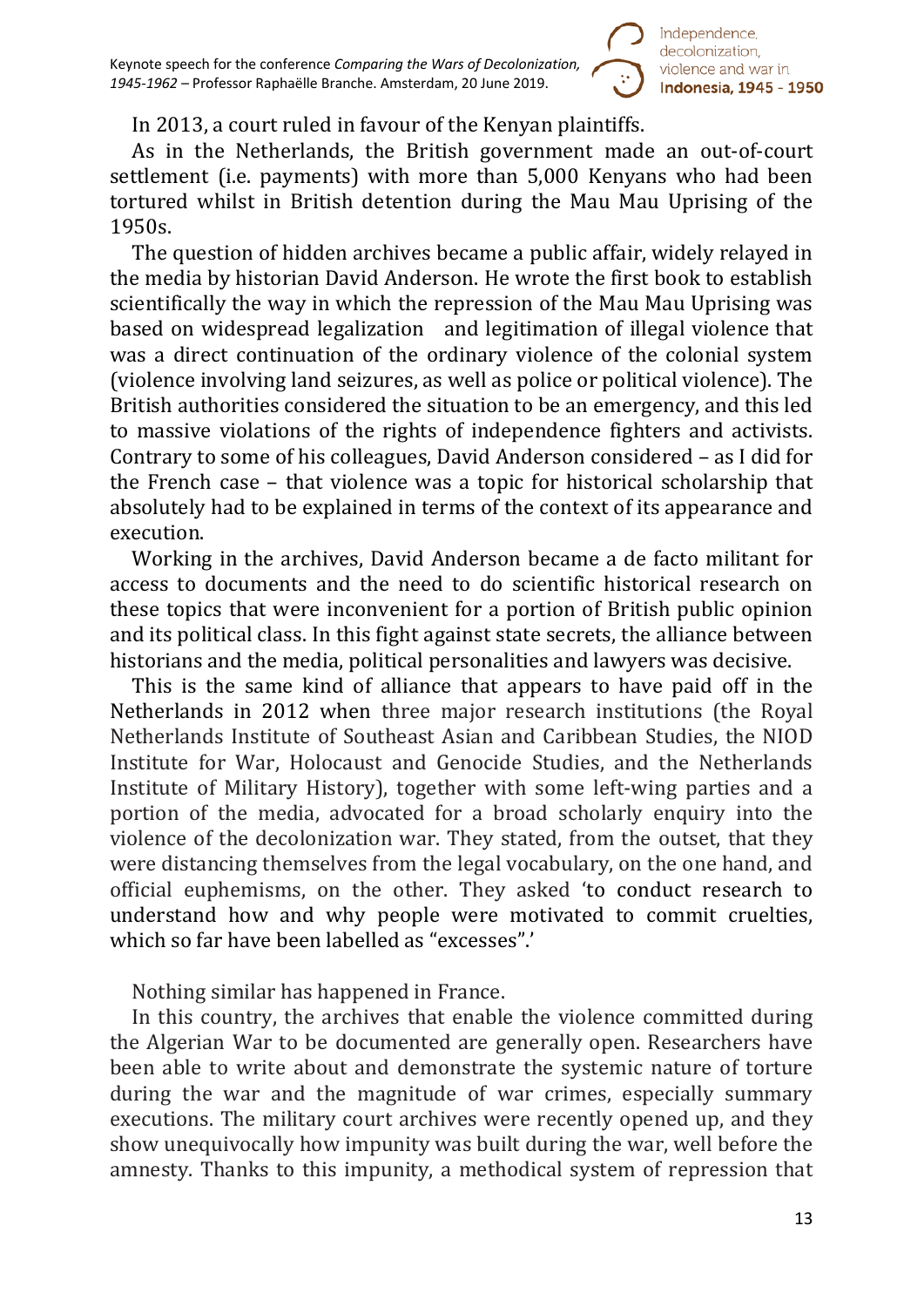In 2013, a court ruled in favour of the Kenyan plaintiffs.

As in the Netherlands, the British government made an out-of-court settlement (i.e. payments) with more than 5,000 Kenyans who had been tortured whilst in British detention during the Mau Mau Uprising of the 1950s.

The question of hidden archives became a public affair, widely relayed in the media by historian David Anderson. He wrote the first book to establish scientifically the way in which the repression of the Mau Mau Uprising was based on widespread legalization and legitimation of illegal violence that was a direct continuation of the ordinary violence of the colonial system (violence involving land seizures, as well as police or political violence). The British authorities considered the situation to be an emergency, and this led to massive violations of the rights of independence fighters and activists. Contrary to some of his colleagues, David Anderson considered – as I did for the French case – that violence was a topic for historical scholarship that absolutely had to be explained in terms of the context of its appearance and execution.

Working in the archives, David Anderson became a de facto militant for access to documents and the need to do scientific historical research on these topics that were inconvenient for a portion of British public opinion and its political class. In this fight against state secrets, the alliance between historians and the media, political personalities and lawyers was decisive.

This is the same kind of alliance that appears to have paid off in the Netherlands in 2012 when three major research institutions (the Royal Netherlands Institute of Southeast Asian and Caribbean Studies, the NIOD Institute for War, Holocaust and Genocide Studies, and the Netherlands Institute of Military History), together with some left-wing parties and a portion of the media, advocated for a broad scholarly enquiry into the violence of the decolonization war. They stated, from the outset, that they were distancing themselves from the legal vocabulary, on the one hand, and official euphemisms, on the other. They asked 'to conduct research to understand how and why people were motivated to commit cruelties, which so far have been labelled as "excesses".'

Nothing similar has happened in France.

In this country, the archives that enable the violence committed during the Algerian War to be documented are generally open. Researchers have been able to write about and demonstrate the systemic nature of torture during the war and the magnitude of war crimes, especially summary executions. The military court archives were recently opened up, and they show unequivocally how impunity was built during the war, well before the amnesty. Thanks to this impunity, a methodical system of repression that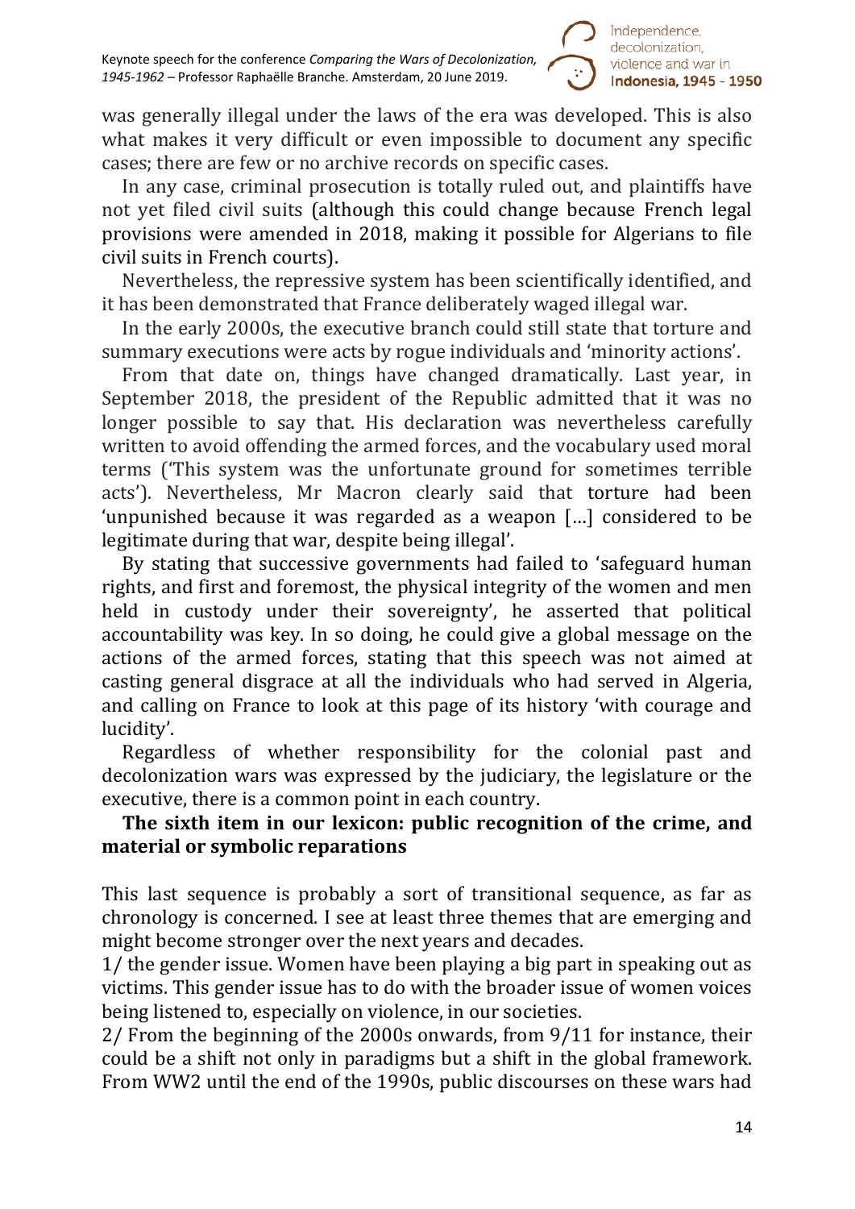was generally illegal under the laws of the era was developed. This is also what makes it very difficult or even impossible to document any specific cases; there are few or no archive records on specific cases.

In any case, criminal prosecution is totally ruled out, and plaintiffs have not yet filed civil suits (although this could change because French legal provisions were amended in 2018, making it possible for Algerians to file civil suits in French courts).

Nevertheless, the repressive system has been scientifically identified, and it has been demonstrated that France deliberately waged illegal war.

In the early 2000s, the executive branch could still state that torture and summary executions were acts by rogue individuals and 'minority actions'.

From that date on, things have changed dramatically. Last year, in September 2018, the president of the Republic admitted that it was no longer possible to say that. His declaration was nevertheless carefully written to avoid offending the armed forces, and the vocabulary used moral terms ('This system was the unfortunate ground for sometimes terrible acts'). Nevertheless, Mr Macron clearly said that torture had been 'unpunished because it was regarded as a weapon [...] considered to be legitimate during that war, despite being illegal'.

By stating that successive governments had failed to 'safeguard human rights, and first and foremost, the physical integrity of the women and men held in custody under their sovereignty', he asserted that political accountability was key. In so doing, he could give a global message on the actions of the armed forces, stating that this speech was not aimed at casting general disgrace at all the individuals who had served in Algeria, and calling on France to look at this page of its history 'with courage and lucidity'.

Regardless of whether responsibility for the colonial past and decolonization wars was expressed by the judiciary, the legislature or the executive, there is a common point in each country.

**The sixth item in our lexicon: public recognition of the crime, and material or symbolic reparations**

This last sequence is probably a sort of transitional sequence, as far as chronology is concerned. I see at least three themes that are emerging and might become stronger over the next years and decades.

1/ the gender issue. Women have been playing a big part in speaking out as victims. This gender issue has to do with the broader issue of women voices being listened to, especially on violence, in our societies.

2/ From the beginning of the 2000s onwards, from 9/11 for instance, their could be a shift not only in paradigms but a shift in the global framework. From WW2 until the end of the 1990s, public discourses on these wars had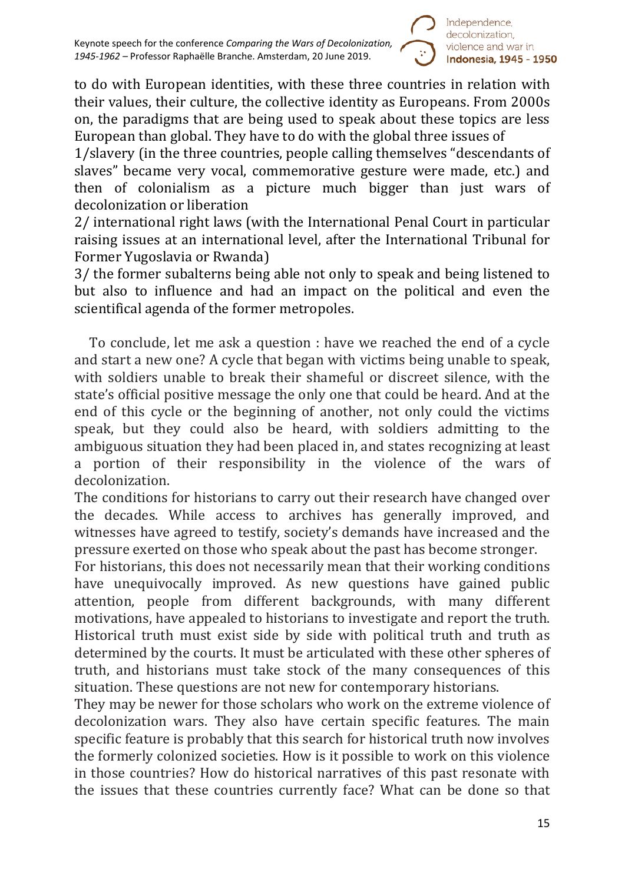to do with European identities, with these three countries in relation with their values, their culture, the collective identity as Europeans. From 2000s on, the paradigms that are being used to speak about these topics are less European than global. They have to do with the global three issues of

1/slavery (in the three countries, people calling themselves "descendants of slaves" became very vocal, commemorative gesture were made, etc.) and then of colonialism as a picture much bigger than just wars of decolonization or liberation

2/ international right laws (with the International Penal Court in particular raising issues at an international level, after the International Tribunal for Former Yugoslavia or Rwanda)

3/ the former subalterns being able not only to speak and being listened to but also to influence and had an impact on the political and even the scientifical agenda of the former metropoles.

To conclude, let me ask a question : have we reached the end of a cycle and start a new one? A cycle that began with victims being unable to speak, with soldiers unable to break their shameful or discreet silence, with the state's official positive message the only one that could be heard. And at the end of this cycle or the beginning of another, not only could the victims speak, but they could also be heard, with soldiers admitting to the ambiguous situation they had been placed in, and states recognizing at least a portion of their responsibility in the violence of the wars of decolonization.

The conditions for historians to carry out their research have changed over the decades. While access to archives has generally improved, and witnesses have agreed to testify, society's demands have increased and the pressure exerted on those who speak about the past has become stronger.

For historians, this does not necessarily mean that their working conditions have unequivocally improved. As new questions have gained public attention, people from different backgrounds, with many different motivations, have appealed to historians to investigate and report the truth. Historical truth must exist side by side with political truth and truth as determined by the courts. It must be articulated with these other spheres of truth, and historians must take stock of the many consequences of this situation. These questions are not new for contemporary historians.

They may be newer for those scholars who work on the extreme violence of decolonization wars. They also have certain specific features. The main specific feature is probably that this search for historical truth now involves the formerly colonized societies. How is it possible to work on this violence in those countries? How do historical narratives of this past resonate with the issues that these countries currently face? What can be done so that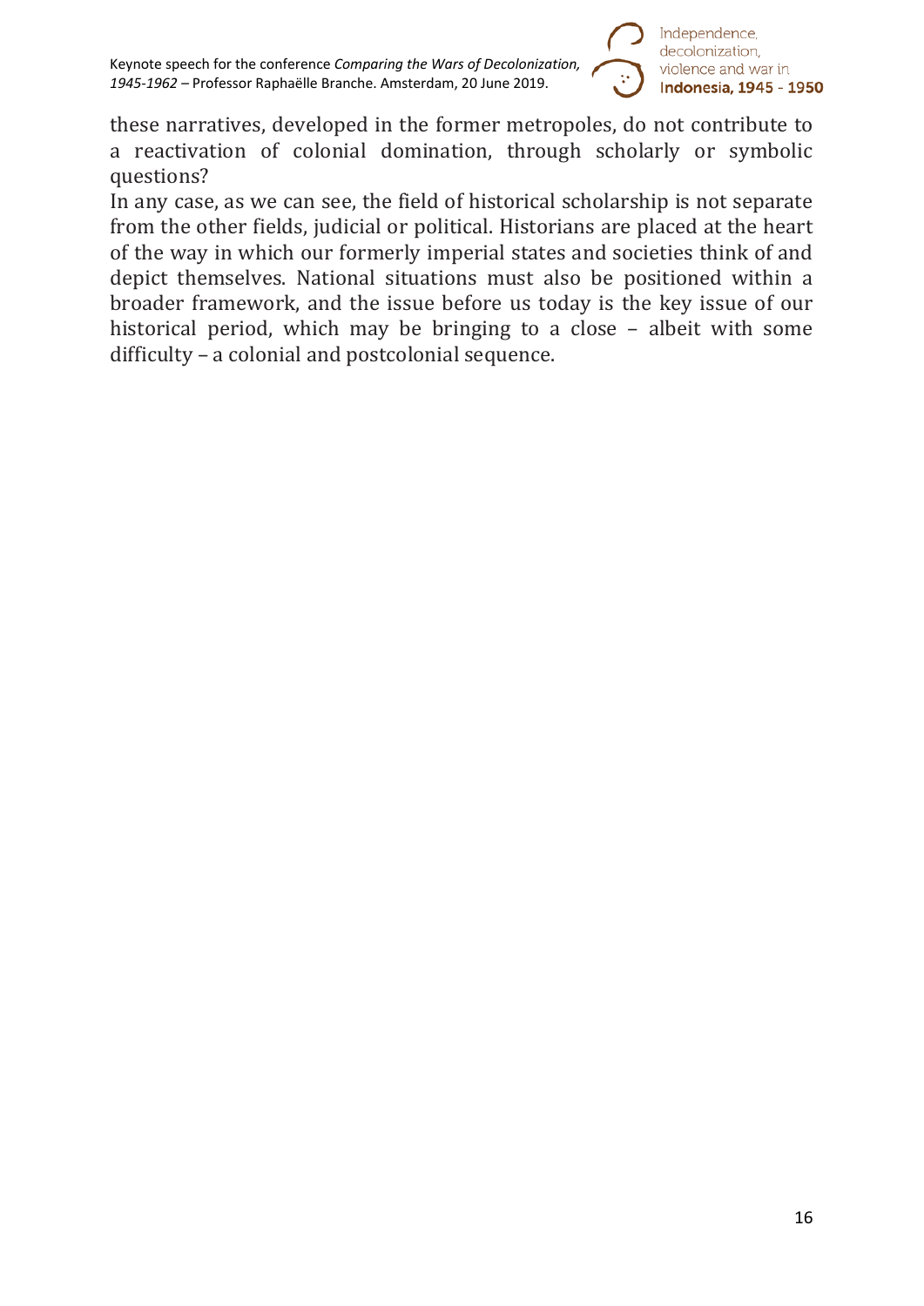these narratives, developed in the former metropoles, do not contribute to a reactivation of colonial domination, through scholarly or symbolic questions?

In any case, as we can see, the field of historical scholarship is not separate from the other fields, judicial or political. Historians are placed at the heart of the way in which our formerly imperial states and societies think of and depict themselves. National situations must also be positioned within a broader framework, and the issue before us today is the key issue of our historical period, which may be bringing to a close – albeit with some difficulty – a colonial and postcolonial sequence.